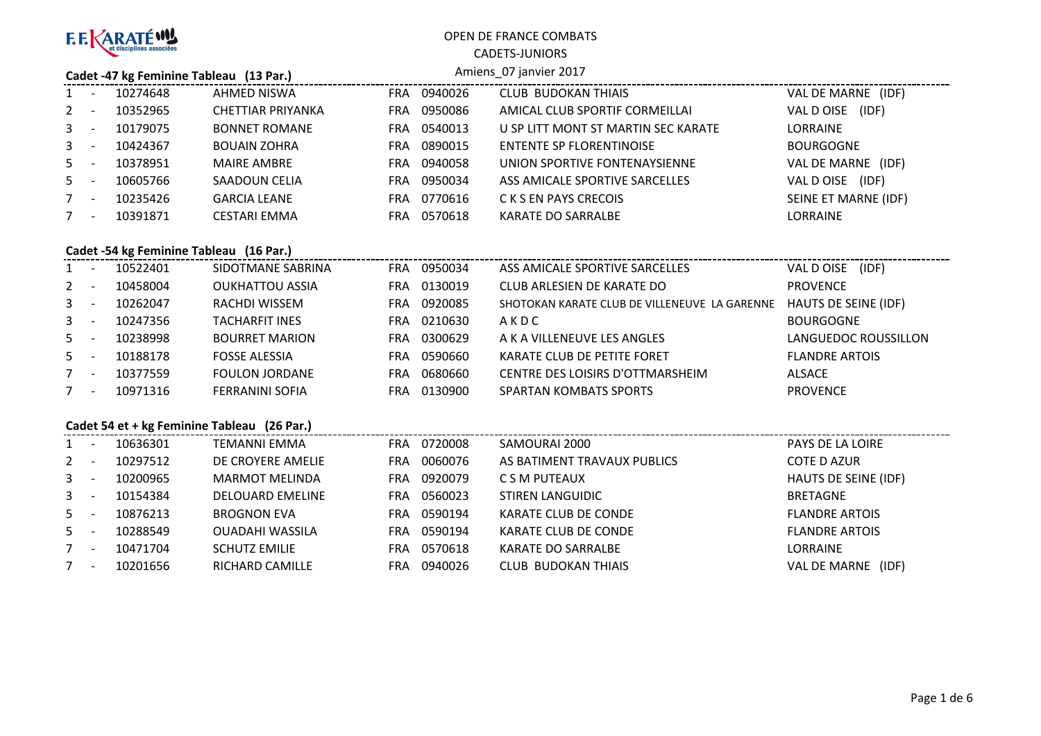F.F.KARATÉ et disciplines associées

OPEN DE FRANCE COMBATS

CADETS-JUNIORS

Amiens_07 janvier 2017

### Cadet -47 kg Feminine Tableau (13 Par.)

| | | | | | | | |
|---|---|---|---|---|---|---|---|
| 1 | - | 10274648 | AHMED NISWA | FRA | 0940026 | CLUB BUDOKAN THIAIS | VAL DE MARNE (IDF) |
| 2 | - | 10352965 | CHETTIAR PRIYANKA | FRA | 0950086 | AMICAL CLUB SPORTIF CORMEILLAI | VAL D OISE (IDF) |
| 3 | - | 10179075 | BONNET ROMANE | FRA | 0540013 | U SP LITT MONT ST MARTIN SEC KARATE | LORRAINE |
| 3 | - | 10424367 | BOUAIN ZOHRA | FRA | 0890015 | ENTENTE SP FLORENTINOISE | BOURGOGNE |
| 5 | - | 10378951 | MAIRE AMBRE | FRA | 0940058 | UNION SPORTIVE FONTENAYSIENNE | VAL DE MARNE (IDF) |
| 5 | - | 10605766 | SAADOUN CELIA | FRA | 0950034 | ASS AMICALE SPORTIVE SARCELLES | VAL D OISE (IDF) |
| 7 | - | 10235426 | GARCIA LEANE | FRA | 0770616 | C K S EN PAYS CRECOIS | SEINE ET MARNE (IDF) |
| 7 | - | 10391871 | CESTARI EMMA | FRA | 0570618 | KARATE DO SARRALBE | LORRAINE |

### Cadet -54 kg Feminine Tableau (16 Par.)

| | | | | | | | |
|---|---|---|---|---|---|---|---|
| 1 | - | 10522401 | SIDOTMANE SABRINA | FRA | 0950034 | ASS AMICALE SPORTIVE SARCELLES | VAL D OISE (IDF) |
| 2 | - | 10458004 | OUKHATTOU ASSIA | FRA | 0130019 | CLUB ARLESIEN DE KARATE DO | PROVENCE |
| 3 | - | 10262047 | RACHDI WISSEM | FRA | 0920085 | SHOTOKAN KARATE CLUB DE VILLENEUVE LA GARENNE | HAUTS DE SEINE (IDF) |
| 3 | - | 10247356 | TACHARFIT INES | FRA | 0210630 | A K D C | BOURGOGNE |
| 5 | - | 10238998 | BOURRET MARION | FRA | 0300629 | A K A VILLENEUVE LES ANGLES | LANGUEDOC ROUSSILLON |
| 5 | - | 10188178 | FOSSE ALESSIA | FRA | 0590660 | KARATE CLUB DE PETITE FORET | FLANDRE ARTOIS |
| 7 | - | 10377559 | FOULON JORDANE | FRA | 0680660 | CENTRE DES LOISIRS D'OTTMARSHEIM | ALSACE |
| 7 | - | 10971316 | FERRANINI SOFIA | FRA | 0130900 | SPARTAN KOMBATS SPORTS | PROVENCE |

### Cadet 54 et + kg Feminine Tableau (26 Par.)

| | | | | | | | |
|---|---|---|---|---|---|---|---|
| 1 | - | 10636301 | TEMANNI EMMA | FRA | 0720008 | SAMOURAI 2000 | PAYS DE LA LOIRE |
| 2 | - | 10297512 | DE CROYERE AMELIE | FRA | 0060076 | AS BATIMENT TRAVAUX PUBLICS | COTE D AZUR |
| 3 | - | 10200965 | MARMOT MELINDA | FRA | 0920079 | C S M PUTEAUX | HAUTS DE SEINE (IDF) |
| 3 | - | 10154384 | DELOUARD EMELINE | FRA | 0560023 | STIREN LANGUIDIC | BRETAGNE |
| 5 | - | 10876213 | BROGNON EVA | FRA | 0590194 | KARATE CLUB DE CONDE | FLANDRE ARTOIS |
| 5 | - | 10288549 | OUADAHI WASSILA | FRA | 0590194 | KARATE CLUB DE CONDE | FLANDRE ARTOIS |
| 7 | - | 10471704 | SCHUTZ EMILIE | FRA | 0570618 | KARATE DO SARRALBE | LORRAINE |
| 7 | - | 10201656 | RICHARD CAMILLE | FRA | 0940026 | CLUB BUDOKAN THIAIS | VAL DE MARNE (IDF) |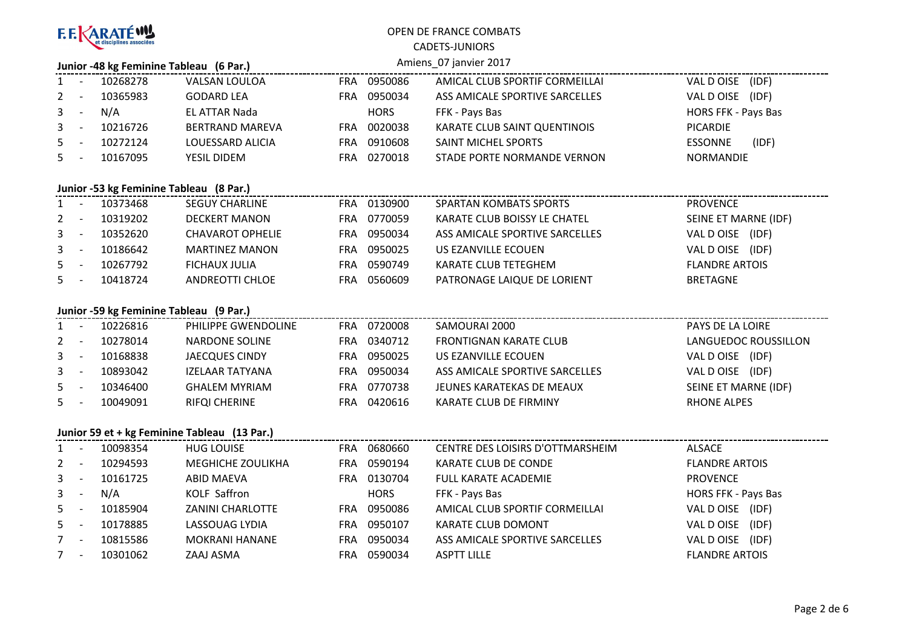F.F.KARATÉ et disciplines associées

OPEN DE FRANCE COMBATS

CADETS-JUNIORS

Amiens_07 janvier 2017

### Junior -48 kg Feminine Tableau (6 Par.)

| | | | | | | | |
|---|---|---|---|---|---|---|---|
| 1 | - | 10268278 | VALSAN LOULOA | FRA | 0950086 | AMICAL CLUB SPORTIF CORMEILLAI | VAL D OISE (IDF) |
| 2 | - | 10365983 | GODARD LEA | FRA | 0950034 | ASS AMICALE SPORTIVE SARCELLES | VAL D OISE (IDF) |
| 3 | - | N/A | EL ATTAR Nada | | HORS | FFK - Pays Bas | HORS FFK - Pays Bas |
| 3 | - | 10216726 | BERTRAND MAREVA | FRA | 0020038 | KARATE CLUB SAINT QUENTINOIS | PICARDIE |
| 5 | - | 10272124 | LOUESSARD ALICIA | FRA | 0910608 | SAINT MICHEL SPORTS | ESSONNE (IDF) |
| 5 | - | 10167095 | YESIL DIDEM | FRA | 0270018 | STADE PORTE NORMANDE VERNON | NORMANDIE |

### Junior -53 kg Feminine Tableau (8 Par.)

| | | | | | | | |
|---|---|---|---|---|---|---|---|
| 1 | - | 10373468 | SEGUY CHARLINE | FRA | 0130900 | SPARTAN KOMBATS SPORTS | PROVENCE |
| 2 | - | 10319202 | DECKERT MANON | FRA | 0770059 | KARATE CLUB BOISSY LE CHATEL | SEINE ET MARNE (IDF) |
| 3 | - | 10352620 | CHAVAROT OPHELIE | FRA | 0950034 | ASS AMICALE SPORTIVE SARCELLES | VAL D OISE (IDF) |
| 3 | - | 10186642 | MARTINEZ MANON | FRA | 0950025 | US EZANVILLE ECOUEN | VAL D OISE (IDF) |
| 5 | - | 10267792 | FICHAUX JULIA | FRA | 0590749 | KARATE CLUB TETEGHEM | FLANDRE ARTOIS |
| 5 | - | 10418724 | ANDREOTTI CHLOE | FRA | 0560609 | PATRONAGE LAIQUE DE LORIENT | BRETAGNE |

### Junior -59 kg Feminine Tableau (9 Par.)

| | | | | | | | |
|---|---|---|---|---|---|---|---|
| 1 | - | 10226816 | PHILIPPE GWENDOLINE | FRA | 0720008 | SAMOURAI 2000 | PAYS DE LA LOIRE |
| 2 | - | 10278014 | NARDONE SOLINE | FRA | 0340712 | FRONTIGNAN KARATE CLUB | LANGUEDOC ROUSSILLON |
| 3 | - | 10168838 | JAECQUES CINDY | FRA | 0950025 | US EZANVILLE ECOUEN | VAL D OISE (IDF) |
| 3 | - | 10893042 | IZELAAR TATYANA | FRA | 0950034 | ASS AMICALE SPORTIVE SARCELLES | VAL D OISE (IDF) |
| 5 | - | 10346400 | GHALEM MYRIAM | FRA | 0770738 | JEUNES KARATEKAS DE MEAUX | SEINE ET MARNE (IDF) |
| 5 | - | 10049091 | RIFQI CHERINE | FRA | 0420616 | KARATE CLUB DE FIRMINY | RHONE ALPES |

### Junior 59 et + kg Feminine Tableau (13 Par.)

| | | | | | | | |
|---|---|---|---|---|---|---|---|
| 1 | - | 10098354 | HUG LOUISE | FRA | 0680660 | CENTRE DES LOISIRS D'OTTMARSHEIM | ALSACE |
| 2 | - | 10294593 | MEGHICHE ZOULIKHA | FRA | 0590194 | KARATE CLUB DE CONDE | FLANDRE ARTOIS |
| 3 | - | 10161725 | ABID MAEVA | FRA | 0130704 | FULL KARATE ACADEMIE | PROVENCE |
| 3 | - | N/A | KOLF Saffron | | HORS | FFK - Pays Bas | HORS FFK - Pays Bas |
| 5 | - | 10185904 | ZANINI CHARLOTTE | FRA | 0950086 | AMICAL CLUB SPORTIF CORMEILLAI | VAL D OISE (IDF) |
| 5 | - | 10178885 | LASSOUAG LYDIA | FRA | 0950107 | KARATE CLUB DOMONT | VAL D OISE (IDF) |
| 7 | - | 10815586 | MOKRANI HANANE | FRA | 0950034 | ASS AMICALE SPORTIVE SARCELLES | VAL D OISE (IDF) |
| 7 | - | 10301062 | ZAAJ ASMA | FRA | 0590034 | ASPTT LILLE | FLANDRE ARTOIS |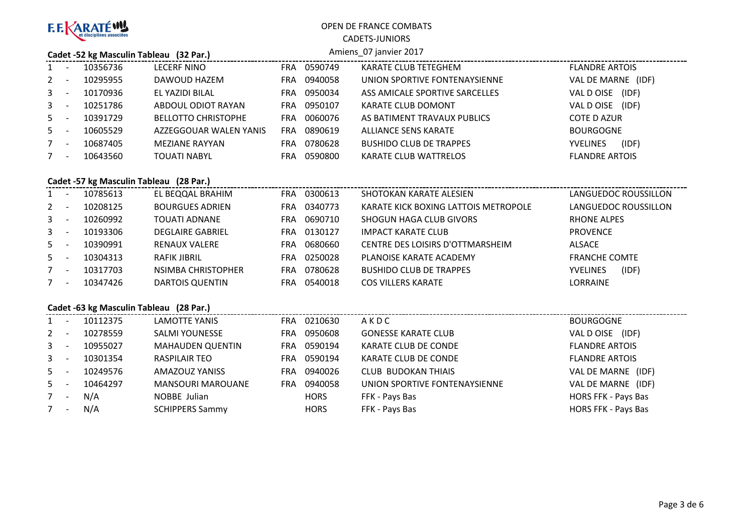F.F. KARATÉ et disciplines associées

OPEN DE FRANCE COMBATS

CADETS-JUNIORS

Amiens_07 janvier 2017

### Cadet -52 kg Masculin Tableau (32 Par.)

| | | | | | | | |
|---|---|---|---|---|---|---|---|
| 1 - | 10356736 | LECERF NINO | FRA | 0590749 | KARATE CLUB TETEGHEM | FLANDRE ARTOIS |
| 2 - | 10295955 | DAWOUD HAZEM | FRA | 0940058 | UNION SPORTIVE FONTENAYSIENNE | VAL DE MARNE (IDF) |
| 3 - | 10170936 | EL YAZIDI BILAL | FRA | 0950034 | ASS AMICALE SPORTIVE SARCELLES | VAL D OISE (IDF) |
| 3 - | 10251786 | ABDOUL ODIOT RAYAN | FRA | 0950107 | KARATE CLUB DOMONT | VAL D OISE (IDF) |
| 5 - | 10391729 | BELLOTTO CHRISTOPHE | FRA | 0060076 | AS BATIMENT TRAVAUX PUBLICS | COTE D AZUR |
| 5 - | 10605529 | AZZEGGOUAR WALEN YANIS | FRA | 0890619 | ALLIANCE SENS KARATE | BOURGOGNE |
| 7 - | 10687405 | MEZIANE RAYYAN | FRA | 0780628 | BUSHIDO CLUB DE TRAPPES | YVELINES (IDF) |
| 7 - | 10643560 | TOUATI NABYL | FRA | 0590800 | KARATE CLUB WATTRELOS | FLANDRE ARTOIS |

### Cadet -57 kg Masculin Tableau (28 Par.)

| | | | | | | |
|---|---|---|---|---|---|---|
| 1 - | 10785613 | EL BEQQAL BRAHIM | FRA | 0300613 | SHOTOKAN KARATE ALESIEN | LANGUEDOC ROUSSILLON |
| 2 - | 10208125 | BOURGUES ADRIEN | FRA | 0340773 | KARATE KICK BOXING LATTOIS METROPOLE | LANGUEDOC ROUSSILLON |
| 3 - | 10260992 | TOUATI ADNANE | FRA | 0690710 | SHOGUN HAGA CLUB GIVORS | RHONE ALPES |
| 3 - | 10193306 | DEGLAIRE GABRIEL | FRA | 0130127 | IMPACT KARATE CLUB | PROVENCE |
| 5 - | 10390991 | RENAUX VALERE | FRA | 0680660 | CENTRE DES LOISIRS D'OTTMARSHEIM | ALSACE |
| 5 - | 10304313 | RAFIK JIBRIL | FRA | 0250028 | PLANOISE KARATE ACADEMY | FRANCHE COMTE |
| 7 - | 10317703 | NSIMBA CHRISTOPHER | FRA | 0780628 | BUSHIDO CLUB DE TRAPPES | YVELINES (IDF) |
| 7 - | 10347426 | DARTOIS QUENTIN | FRA | 0540018 | COS VILLERS KARATE | LORRAINE |

### Cadet -63 kg Masculin Tableau (28 Par.)

| | | | | | | |
|---|---|---|---|---|---|---|
| 1 - | 10112375 | LAMOTTE YANIS | FRA | 0210630 | A K D C | BOURGOGNE |
| 2 - | 10278559 | SALMI YOUNESSE | FRA | 0950608 | GONESSE KARATE CLUB | VAL D OISE (IDF) |
| 3 - | 10955027 | MAHAUDEN QUENTIN | FRA | 0590194 | KARATE CLUB DE CONDE | FLANDRE ARTOIS |
| 3 - | 10301354 | RASPILAIR TEO | FRA | 0590194 | KARATE CLUB DE CONDE | FLANDRE ARTOIS |
| 5 - | 10249576 | AMAZOUZ YANISS | FRA | 0940026 | CLUB BUDOKAN THIAIS | VAL DE MARNE (IDF) |
| 5 - | 10464297 | MANSOURI MAROUANE | FRA | 0940058 | UNION SPORTIVE FONTENAYSIENNE | VAL DE MARNE (IDF) |
| 7 - | N/A | NOBBE Julian | | HORS | FFK - Pays Bas | HORS FFK - Pays Bas |
| 7 - | N/A | SCHIPPERS Sammy | | HORS | FFK - Pays Bas | HORS FFK - Pays Bas |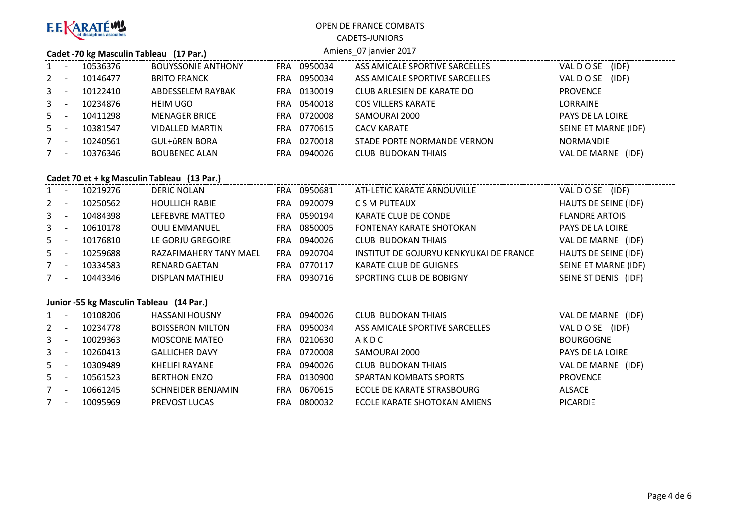F.F.KARATÉ et disciplines associées

OPEN DE FRANCE COMBATS

CADETS-JUNIORS

Amiens_07 janvier 2017

**Cadet -70 kg Masculin Tableau (17 Par.)**

| | | | | | | | |
|---|---|---|---|---|---|---|---|
| 1 - | 10536376 | BOUYSSONIE ANTHONY | FRA | 0950034 | ASS AMICALE SPORTIVE SARCELLES | VAL D OISE (IDF) |
| 2 - | 10146477 | BRITO FRANCK | FRA | 0950034 | ASS AMICALE SPORTIVE SARCELLES | VAL D OISE (IDF) |
| 3 - | 10122410 | ABDESSELEM RAYBAK | FRA | 0130019 | CLUB ARLESIEN DE KARATE DO | PROVENCE |
| 3 - | 10234876 | HEIM UGO | FRA | 0540018 | COS VILLERS KARATE | LORRAINE |
| 5 - | 10411298 | MENAGER BRICE | FRA | 0720008 | SAMOURAI 2000 | PAYS DE LA LOIRE |
| 5 - | 10381547 | VIDALLED MARTIN | FRA | 0770615 | CACV KARATE | SEINE ET MARNE (IDF) |
| 7 - | 10240561 | GUL+ûREN BORA | FRA | 0270018 | STADE PORTE NORMANDE VERNON | NORMANDIE |
| 7 - | 10376346 | BOUBENEC ALAN | FRA | 0940026 | CLUB BUDOKAN THIAIS | VAL DE MARNE (IDF) |

**Cadet 70 et + kg Masculin Tableau (13 Par.)**

| | | | | | | |
|---|---|---|---|---|---|---|
| 1 - | 10219276 | DERIC NOLAN | FRA | 0950681 | ATHLETIC KARATE ARNOUVILLE | VAL D OISE (IDF) |
| 2 - | 10250562 | HOULLICH RABIE | FRA | 0920079 | C S M PUTEAUX | HAUTS DE SEINE (IDF) |
| 3 - | 10484398 | LEFEBVRE MATTEO | FRA | 0590194 | KARATE CLUB DE CONDE | FLANDRE ARTOIS |
| 3 - | 10610178 | OULI EMMANUEL | FRA | 0850005 | FONTENAY KARATE SHOTOKAN | PAYS DE LA LOIRE |
| 5 - | 10176810 | LE GORJU GREGOIRE | FRA | 0940026 | CLUB BUDOKAN THIAIS | VAL DE MARNE (IDF) |
| 5 - | 10259688 | RAZAFIMAHERY TANY MAEL | FRA | 0920704 | INSTITUT DE GOJURYU KENKYUKAI DE FRANCE | HAUTS DE SEINE (IDF) |
| 7 - | 10334583 | RENARD GAETAN | FRA | 0770117 | KARATE CLUB DE GUIGNES | SEINE ET MARNE (IDF) |
| 7 - | 10443346 | DISPLAN MATHIEU | FRA | 0930716 | SPORTING CLUB DE BOBIGNY | SEINE ST DENIS (IDF) |

**Junior -55 kg Masculin Tableau (14 Par.)**

| | | | | | | |
|---|---|---|---|---|---|---|
| 1 - | 10108206 | HASSANI HOUSNY | FRA | 0940026 | CLUB BUDOKAN THIAIS | VAL DE MARNE (IDF) |
| 2 - | 10234778 | BOISSERON MILTON | FRA | 0950034 | ASS AMICALE SPORTIVE SARCELLES | VAL D OISE (IDF) |
| 3 - | 10029363 | MOSCONE MATEO | FRA | 0210630 | A K D C | BOURGOGNE |
| 3 - | 10260413 | GALLICHER DAVY | FRA | 0720008 | SAMOURAI 2000 | PAYS DE LA LOIRE |
| 5 - | 10309489 | KHELIFI RAYANE | FRA | 0940026 | CLUB BUDOKAN THIAIS | VAL DE MARNE (IDF) |
| 5 - | 10561523 | BERTHON ENZO | FRA | 0130900 | SPARTAN KOMBATS SPORTS | PROVENCE |
| 7 - | 10661245 | SCHNEIDER BENJAMIN | FRA | 0670615 | ECOLE DE KARATE STRASBOURG | ALSACE |
| 7 - | 10095969 | PREVOST LUCAS | FRA | 0800032 | ECOLE KARATE SHOTOKAN AMIENS | PICARDIE |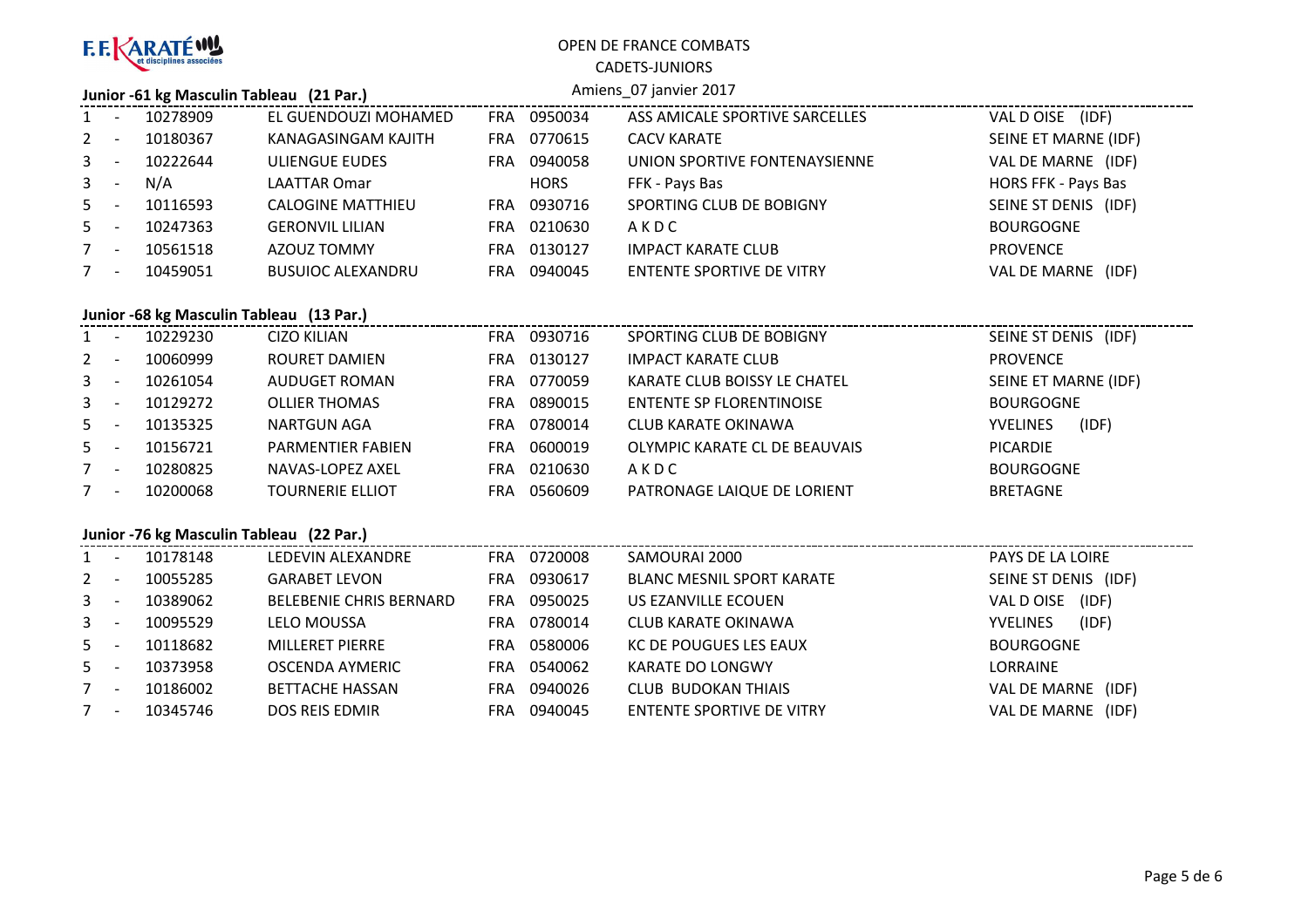F.F.KARATÉ et disciplines associées

OPEN DE FRANCE COMBATS

CADETS-JUNIORS

Amiens_07 janvier 2017

### Junior -61 kg Masculin Tableau (21 Par.)

| | | Licence | Nom | Pays | Club N° | Club | Ligue |
|---|---|---|---|---|---|---|---|
| 1 | - | 10278909 | EL GUENDOUZI MOHAMED | FRA | 0950034 | ASS AMICALE SPORTIVE SARCELLES | VAL D OISE (IDF) |
| 2 | - | 10180367 | KANAGASINGAM KAJITH | FRA | 0770615 | CACV KARATE | SEINE ET MARNE (IDF) |
| 3 | - | 10222644 | ULIENGUE EUDES | FRA | 0940058 | UNION SPORTIVE FONTENAYSIENNE | VAL DE MARNE (IDF) |
| 3 | - | N/A | LAATTAR Omar | | HORS | FFK - Pays Bas | HORS FFK - Pays Bas |
| 5 | - | 10116593 | CALOGINE MATTHIEU | FRA | 0930716 | SPORTING CLUB DE BOBIGNY | SEINE ST DENIS (IDF) |
| 5 | - | 10247363 | GERONVIL LILIAN | FRA | 0210630 | A K D C | BOURGOGNE |
| 7 | - | 10561518 | AZOUZ TOMMY | FRA | 0130127 | IMPACT KARATE CLUB | PROVENCE |
| 7 | - | 10459051 | BUSUIOC ALEXANDRU | FRA | 0940045 | ENTENTE SPORTIVE DE VITRY | VAL DE MARNE (IDF) |

### Junior -68 kg Masculin Tableau (13 Par.)

| | | Licence | Nom | Pays | Club N° | Club | Ligue |
|---|---|---|---|---|---|---|---|
| 1 | - | 10229230 | CIZO KILIAN | FRA | 0930716 | SPORTING CLUB DE BOBIGNY | SEINE ST DENIS (IDF) |
| 2 | - | 10060999 | ROURET DAMIEN | FRA | 0130127 | IMPACT KARATE CLUB | PROVENCE |
| 3 | - | 10261054 | AUDUGET ROMAN | FRA | 0770059 | KARATE CLUB BOISSY LE CHATEL | SEINE ET MARNE (IDF) |
| 3 | - | 10129272 | OLLIER THOMAS | FRA | 0890015 | ENTENTE SP FLORENTINOISE | BOURGOGNE |
| 5 | - | 10135325 | NARTGUN AGA | FRA | 0780014 | CLUB KARATE OKINAWA | YVELINES (IDF) |
| 5 | - | 10156721 | PARMENTIER FABIEN | FRA | 0600019 | OLYMPIC KARATE CL DE BEAUVAIS | PICARDIE |
| 7 | - | 10280825 | NAVAS-LOPEZ AXEL | FRA | 0210630 | A K D C | BOURGOGNE |
| 7 | - | 10200068 | TOURNERIE ELLIOT | FRA | 0560609 | PATRONAGE LAIQUE DE LORIENT | BRETAGNE |

### Junior -76 kg Masculin Tableau (22 Par.)

| | | Licence | Nom | Pays | Club N° | Club | Ligue |
|---|---|---|---|---|---|---|---|
| 1 | - | 10178148 | LEDEVIN ALEXANDRE | FRA | 0720008 | SAMOURAI 2000 | PAYS DE LA LOIRE |
| 2 | - | 10055285 | GARABET LEVON | FRA | 0930617 | BLANC MESNIL SPORT KARATE | SEINE ST DENIS (IDF) |
| 3 | - | 10389062 | BELEBENIE CHRIS BERNARD | FRA | 0950025 | US EZANVILLE ECOUEN | VAL D OISE (IDF) |
| 3 | - | 10095529 | LELO MOUSSA | FRA | 0780014 | CLUB KARATE OKINAWA | YVELINES (IDF) |
| 5 | - | 10118682 | MILLERET PIERRE | FRA | 0580006 | KC DE POUGUES LES EAUX | BOURGOGNE |
| 5 | - | 10373958 | OSCENDA AYMERIC | FRA | 0540062 | KARATE DO LONGWY | LORRAINE |
| 7 | - | 10186002 | BETTACHE HASSAN | FRA | 0940026 | CLUB BUDOKAN THIAIS | VAL DE MARNE (IDF) |
| 7 | - | 10345746 | DOS REIS EDMIR | FRA | 0940045 | ENTENTE SPORTIVE DE VITRY | VAL DE MARNE (IDF) |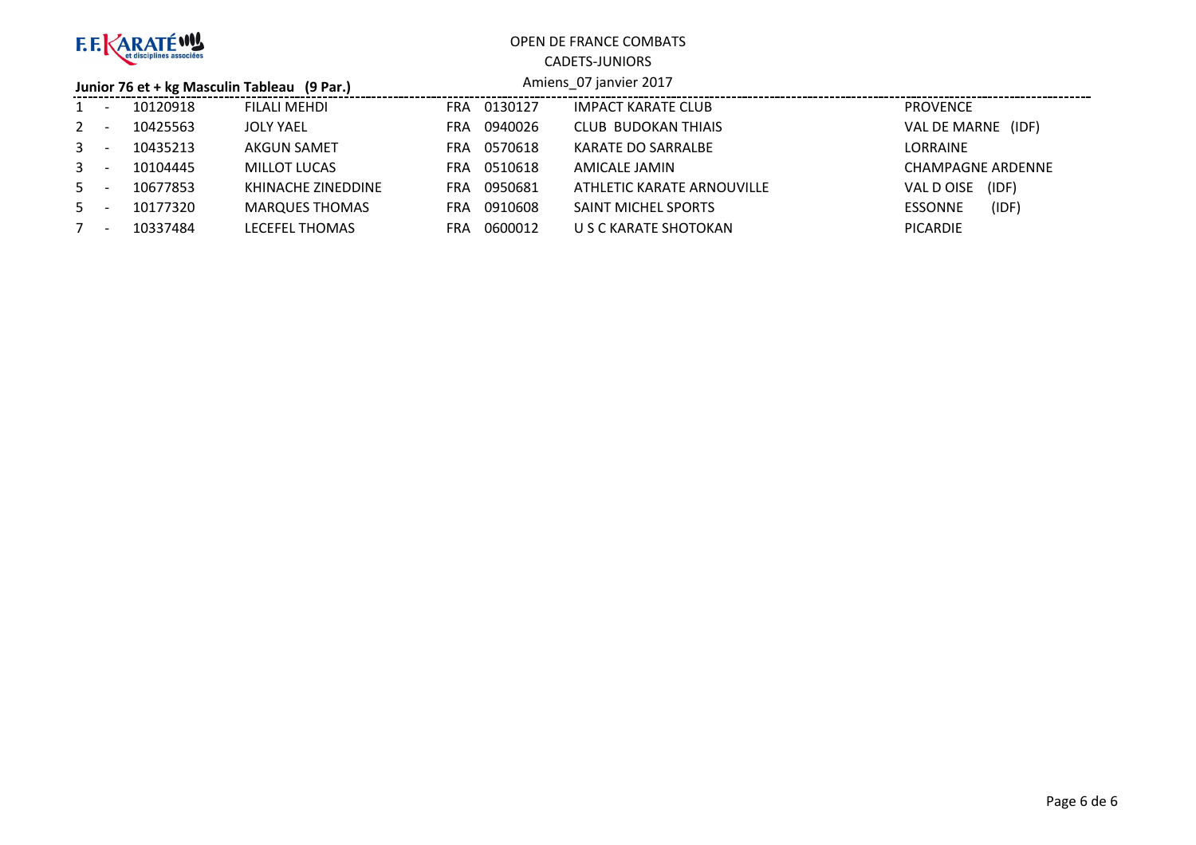F.F. KARATÉ et disciplines associées

OPEN DE FRANCE COMBATS

CADETS-JUNIORS

Amiens_07 janvier 2017

**Junior 76 et + kg Masculin Tableau (9 Par.)**

| | | | | | | | |
|---|---|---|---|---|---|---|---|
| 1 | - | 10120918 | FILALI MEHDI | FRA | 0130127 | IMPACT KARATE CLUB | PROVENCE |
| 2 | - | 10425563 | JOLY YAEL | FRA | 0940026 | CLUB BUDOKAN THIAIS | VAL DE MARNE (IDF) |
| 3 | - | 10435213 | AKGUN SAMET | FRA | 0570618 | KARATE DO SARRALBE | LORRAINE |
| 3 | - | 10104445 | MILLOT LUCAS | FRA | 0510618 | AMICALE JAMIN | CHAMPAGNE ARDENNE |
| 5 | - | 10677853 | KHINACHE ZINEDDINE | FRA | 0950681 | ATHLETIC KARATE ARNOUVILLE | VAL D OISE (IDF) |
| 5 | - | 10177320 | MARQUES THOMAS | FRA | 0910608 | SAINT MICHEL SPORTS | ESSONNE (IDF) |
| 7 | - | 10337484 | LECEFEL THOMAS | FRA | 0600012 | U S C KARATE SHOTOKAN | PICARDIE |